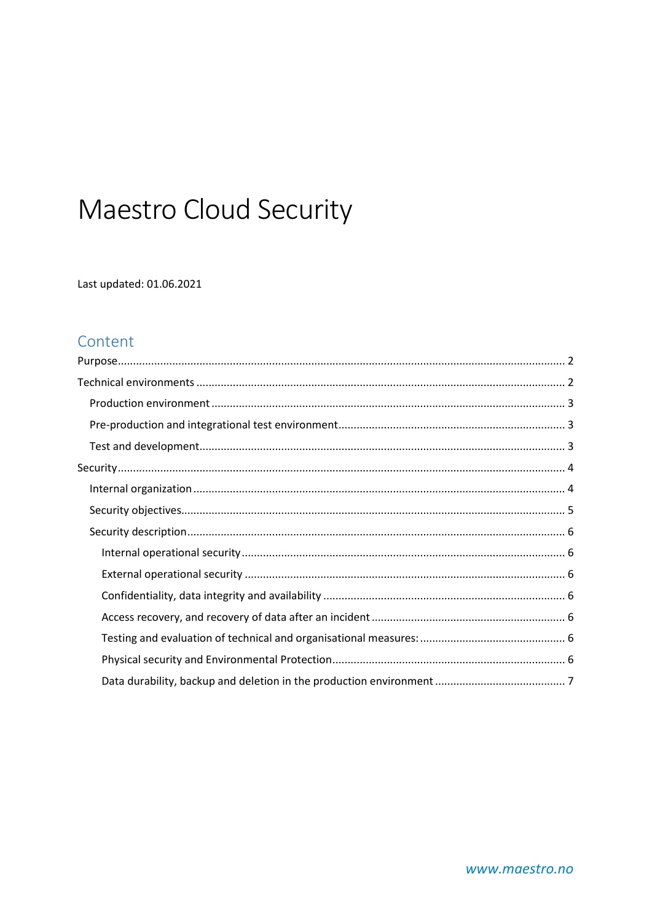# Maestro Cloud Security

Last updated: 01.06.2021

## Content

Purpose........................................................................................................................................ 2

Technical environments ............................................................................................................... 2

- Production environment ......................................................................................................... 3
- Pre-production and integrational test environment................................................................. 3
- Test and development............................................................................................................. 3

Security........................................................................................................................................ 4

- Internal organization .............................................................................................................. 4
- Security objectives.................................................................................................................. 5
- Security description................................................................................................................ 6
  - Internal operational security.............................................................................................. 6
  - External operational security ............................................................................................. 6
  - Confidentiality, data integrity and availability .................................................................... 6
  - Access recovery, and recovery of data after an incident ..................................................... 6
  - Testing and evaluation of technical and organisational measures: ..................................... 6
  - Physical security and Environmental Protection................................................................. 6
  - Data durability, backup and deletion in the production environment ................................ 7

www.maestro.no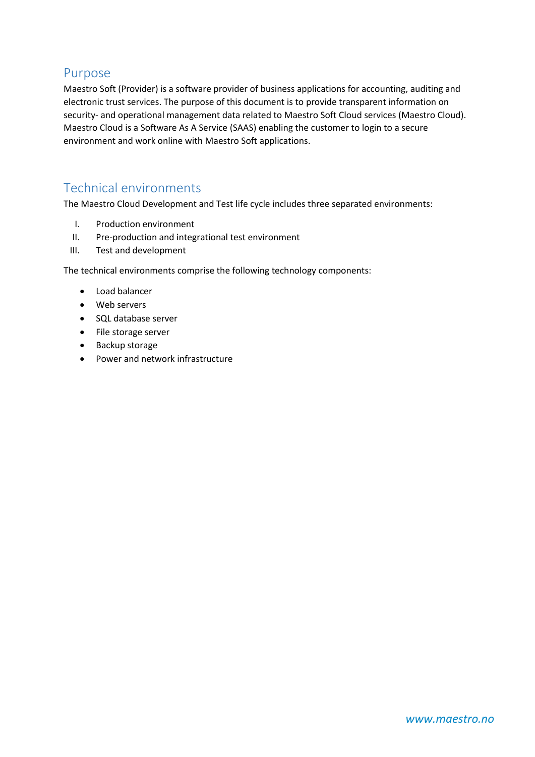## Purpose

Maestro Soft (Provider) is a software provider of business applications for accounting, auditing and electronic trust services. The purpose of this document is to provide transparent information on security- and operational management data related to Maestro Soft Cloud services (Maestro Cloud). Maestro Cloud is a Software As A Service (SAAS) enabling the customer to login to a secure environment and work online with Maestro Soft applications.

## Technical environments

The Maestro Cloud Development and Test life cycle includes three separated environments:

I. Production environment
II. Pre-production and integrational test environment
III. Test and development

The technical environments comprise the following technology components:

- Load balancer
- Web servers
- SQL database server
- File storage server
- Backup storage
- Power and network infrastructure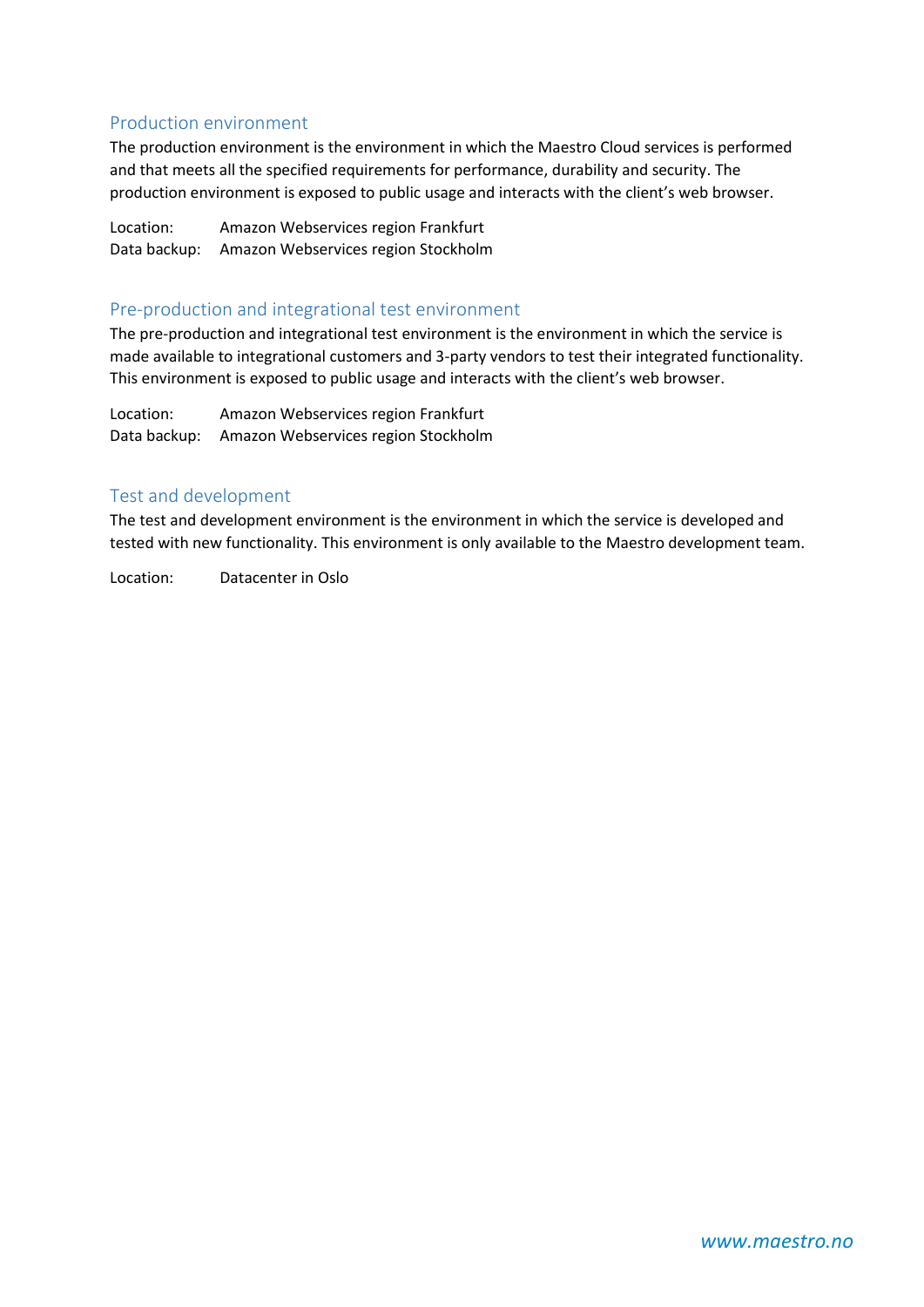## Production environment

The production environment is the environment in which the Maestro Cloud services is performed and that meets all the specified requirements for performance, durability and security. The production environment is exposed to public usage and interacts with the client's web browser.

Location: Amazon Webservices region Frankfurt
Data backup: Amazon Webservices region Stockholm

## Pre-production and integrational test environment

The pre-production and integrational test environment is the environment in which the service is made available to integrational customers and 3-party vendors to test their integrated functionality. This environment is exposed to public usage and interacts with the client's web browser.

Location: Amazon Webservices region Frankfurt
Data backup: Amazon Webservices region Stockholm

## Test and development

The test and development environment is the environment in which the service is developed and tested with new functionality. This environment is only available to the Maestro development team.

Location: Datacenter in Oslo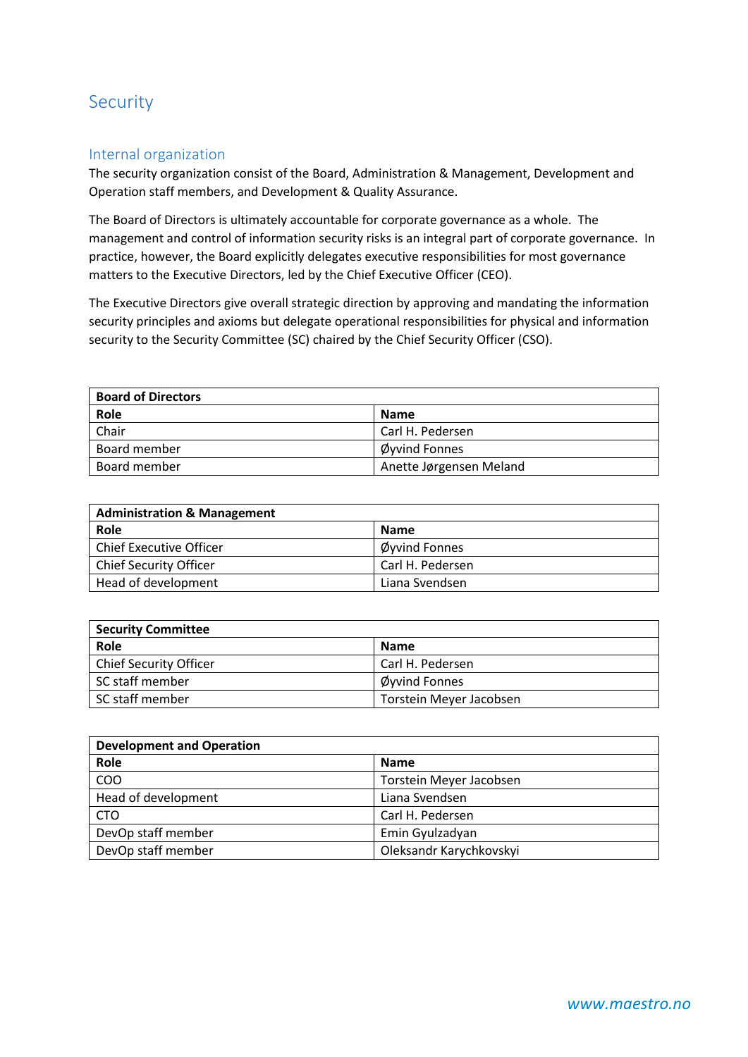# Security

## Internal organization

The security organization consist of the Board, Administration & Management, Development and Operation staff members, and Development & Quality Assurance.

The Board of Directors is ultimately accountable for corporate governance as a whole. The management and control of information security risks is an integral part of corporate governance. In practice, however, the Board explicitly delegates executive responsibilities for most governance matters to the Executive Directors, led by the Chief Executive Officer (CEO).

The Executive Directors give overall strategic direction by approving and mandating the information security principles and axioms but delegate operational responsibilities for physical and information security to the Security Committee (SC) chaired by the Chief Security Officer (CSO).

| **Board of Directors** | |
|---|---|
| **Role** | **Name** |
| Chair | Carl H. Pedersen |
| Board member | Øyvind Fonnes |
| Board member | Anette Jørgensen Meland |

| **Administration & Management** | |
|---|---|
| **Role** | **Name** |
| Chief Executive Officer | Øyvind Fonnes |
| Chief Security Officer | Carl H. Pedersen |
| Head of development | Liana Svendsen |

| **Security Committee** | |
|---|---|
| **Role** | **Name** |
| Chief Security Officer | Carl H. Pedersen |
| SC staff member | Øyvind Fonnes |
| SC staff member | Torstein Meyer Jacobsen |

| **Development and Operation** | |
|---|---|
| **Role** | **Name** |
| COO | Torstein Meyer Jacobsen |
| Head of development | Liana Svendsen |
| CTO | Carl H. Pedersen |
| DevOp staff member | Emin Gyulzadyan |
| DevOp staff member | Oleksandr Karychkovskyi |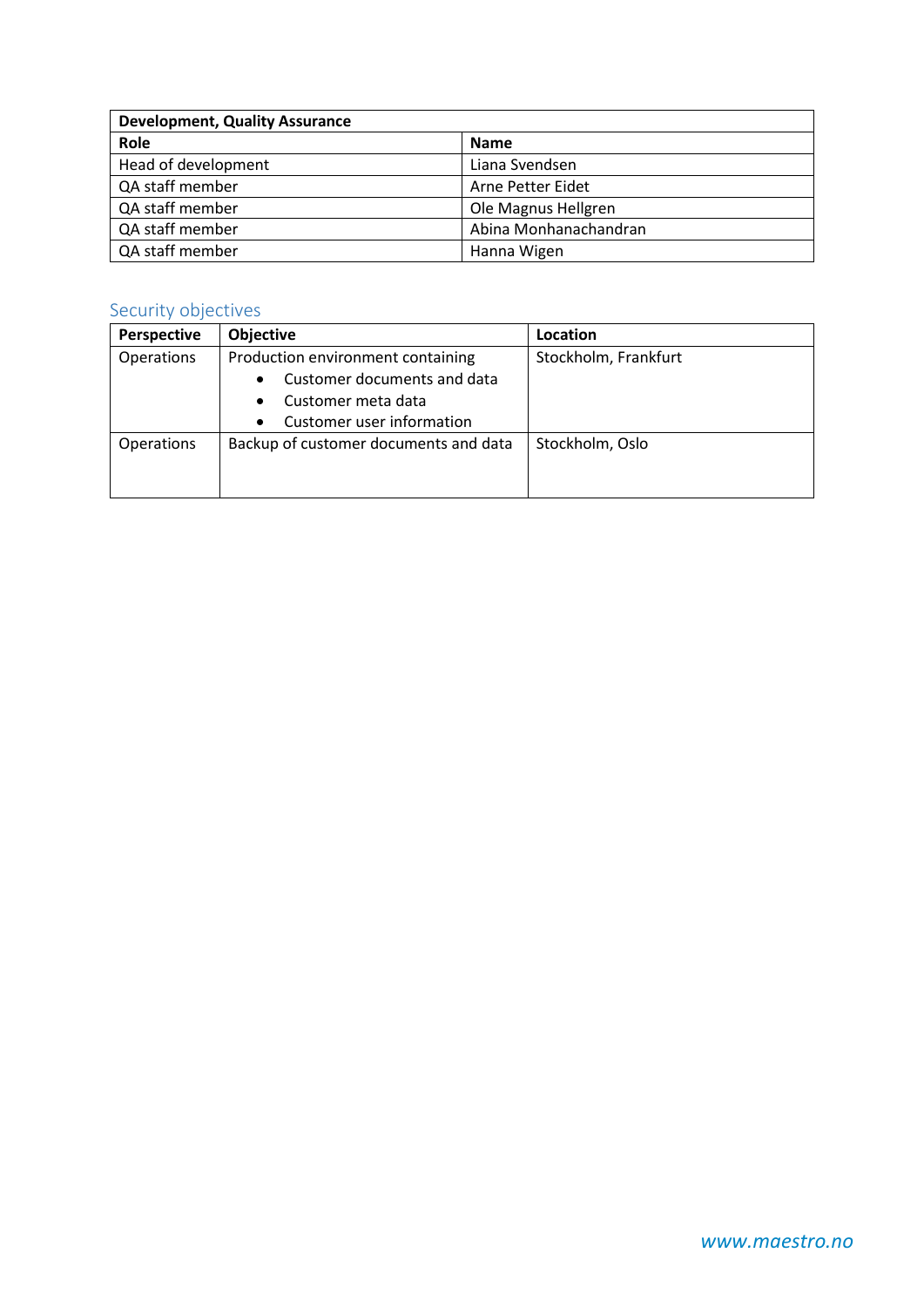| Development, Quality Assurance | |
|---|---|
| **Role** | **Name** |
| Head of development | Liana Svendsen |
| QA staff member | Arne Petter Eidet |
| QA staff member | Ole Magnus Hellgren |
| QA staff member | Abina Monhanachandran |
| QA staff member | Hanna Wigen |

## Security objectives

| Perspective | Objective | Location |
|---|---|---|
| Operations | Production environment containing<br>• Customer documents and data<br>• Customer meta data<br>• Customer user information | Stockholm, Frankfurt |
| Operations | Backup of customer documents and data | Stockholm, Oslo |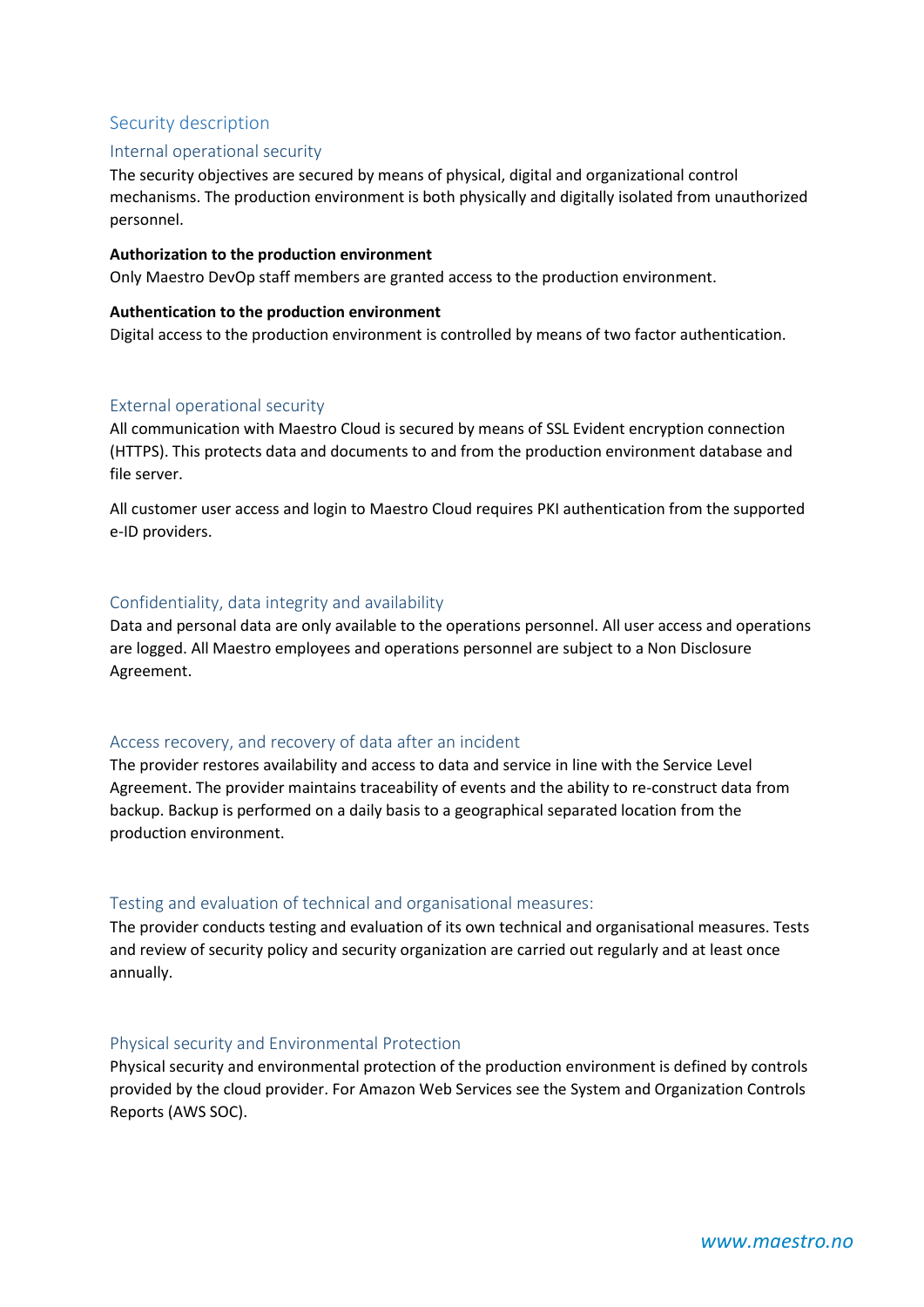# Security description

## Internal operational security

The security objectives are secured by means of physical, digital and organizational control mechanisms. The production environment is both physically and digitally isolated from unauthorized personnel.

**Authorization to the production environment**

Only Maestro DevOp staff members are granted access to the production environment.

**Authentication to the production environment**

Digital access to the production environment is controlled by means of two factor authentication.

## External operational security

All communication with Maestro Cloud is secured by means of SSL Evident encryption connection (HTTPS). This protects data and documents to and from the production environment database and file server.

All customer user access and login to Maestro Cloud requires PKI authentication from the supported e-ID providers.

## Confidentiality, data integrity and availability

Data and personal data are only available to the operations personnel. All user access and operations are logged. All Maestro employees and operations personnel are subject to a Non Disclosure Agreement.

## Access recovery, and recovery of data after an incident

The provider restores availability and access to data and service in line with the Service Level Agreement. The provider maintains traceability of events and the ability to re-construct data from backup. Backup is performed on a daily basis to a geographical separated location from the production environment.

## Testing and evaluation of technical and organisational measures:

The provider conducts testing and evaluation of its own technical and organisational measures. Tests and review of security policy and security organization are carried out regularly and at least once annually.

## Physical security and Environmental Protection

Physical security and environmental protection of the production environment is defined by controls provided by the cloud provider. For Amazon Web Services see the System and Organization Controls Reports (AWS SOC).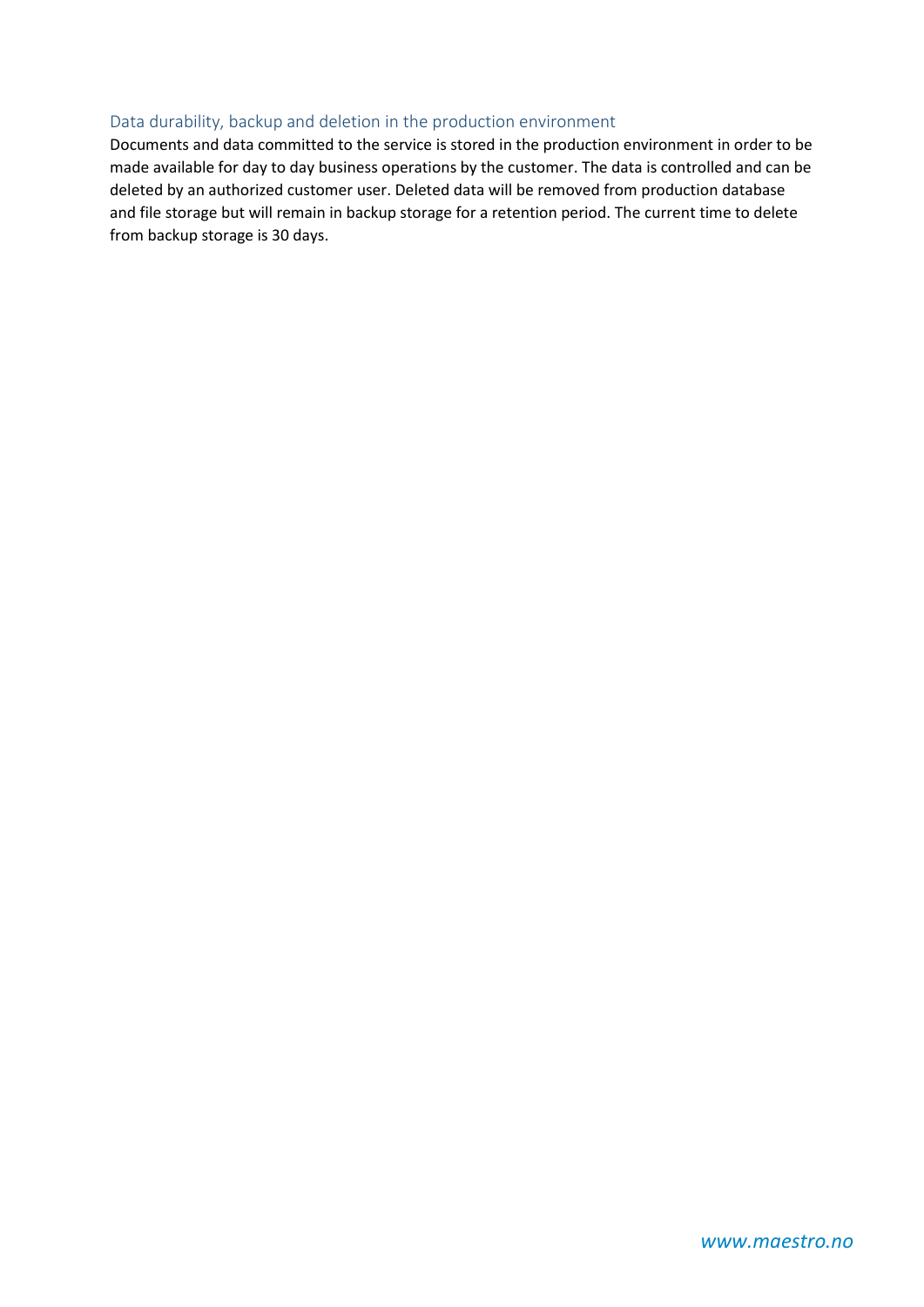## Data durability, backup and deletion in the production environment

Documents and data committed to the service is stored in the production environment in order to be made available for day to day business operations by the customer. The data is controlled and can be deleted by an authorized customer user. Deleted data will be removed from production database and file storage but will remain in backup storage for a retention period. The current time to delete from backup storage is 30 days.